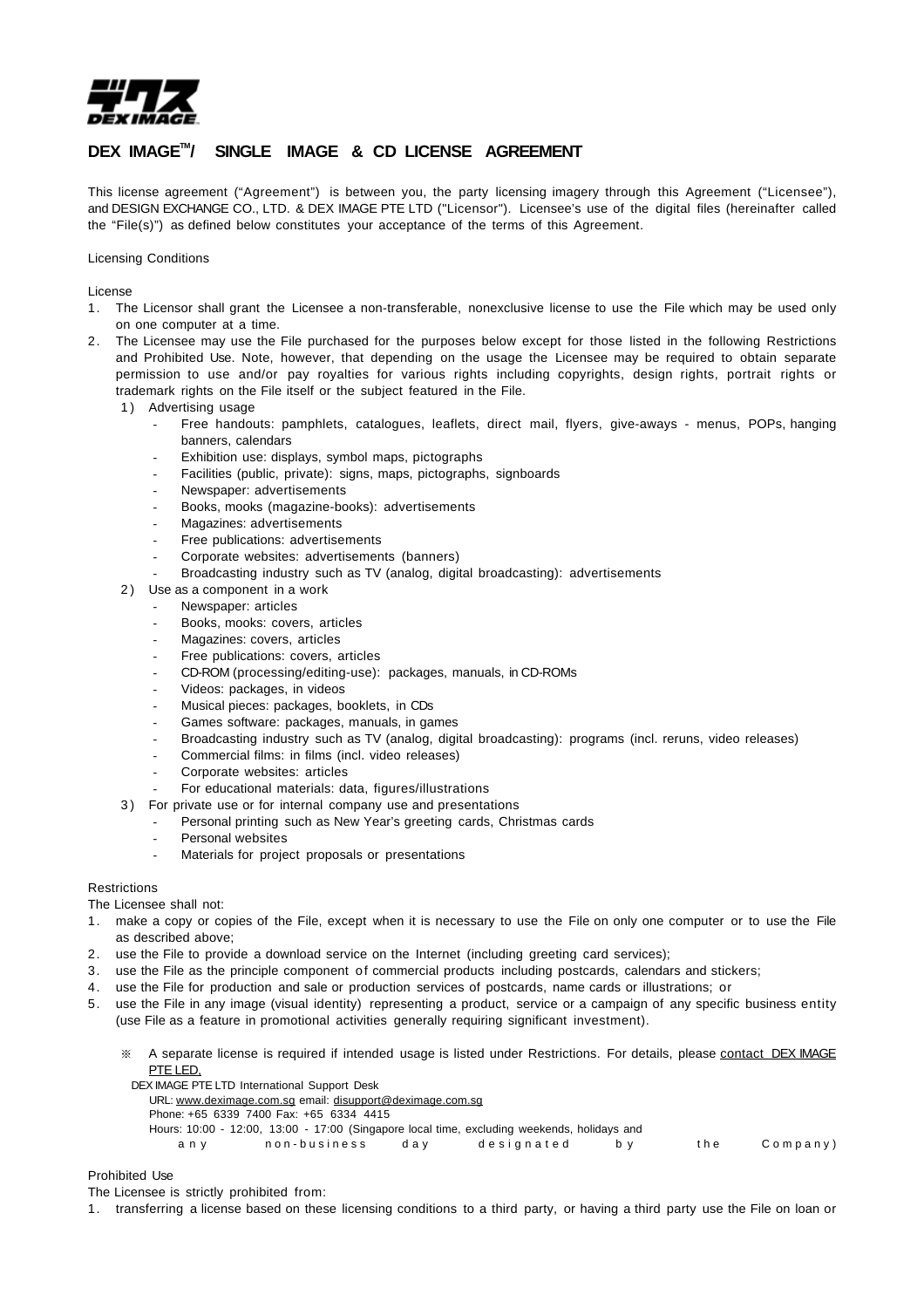# DEX IMAGE™/ SINGLE IMAGE & CD LICENSE AGREEMENT

This license agreement ("Agreement") is between you, the party licensing imagery through this Agreement ("Licensee"), and DESIGN EXCHANGE CO., LTD. & DEX IMAGE PTE LTD ("Licensor"). Licensee's use of the digital files (hereinafter called the "File(s)") as defined below constitutes your acceptance of the terms of this Agreement.

Licensing Conditions

License

1. The Licensor shall grant the Licensee a non-transferable, nonexclusive license to use the File which may be used only on one computer at a time.
2. The Licensee may use the File purchased for the purposes below except for those listed in the following Restrictions and Prohibited Use. Note, however, that depending on the usage the Licensee may be required to obtain separate permission to use and/or pay royalties for various rights including copyrights, design rights, portrait rights or trademark rights on the File itself or the subject featured in the File.
   1) Advertising usage
      - Free handouts: pamphlets, catalogues, leaflets, direct mail, flyers, give-aways - menus, POPs, hanging banners, calendars
      - Exhibition use: displays, symbol maps, pictographs
      - Facilities (public, private): signs, maps, pictographs, signboards
      - Newspaper: advertisements
      - Books, mooks (magazine-books): advertisements
      - Magazines: advertisements
      - Free publications: advertisements
      - Corporate websites: advertisements (banners)
      - Broadcasting industry such as TV (analog, digital broadcasting): advertisements
   2) Use as a component in a work
      - Newspaper: articles
      - Books, mooks: covers, articles
      - Magazines: covers, articles
      - Free publications: covers, articles
      - CD-ROM (processing/editing-use): packages, manuals, in CD-ROMs
      - Videos: packages, in videos
      - Musical pieces: packages, booklets, in CDs
      - Games software: packages, manuals, in games
      - Broadcasting industry such as TV (analog, digital broadcasting): programs (incl. reruns, video releases)
      - Commercial films: in films (incl. video releases)
      - Corporate websites: articles
      - For educational materials: data, figures/illustrations
   3) For private use or for internal company use and presentations
      - Personal printing such as New Year's greeting cards, Christmas cards
      - Personal websites
      - Materials for project proposals or presentations

Restrictions

The Licensee shall not:

1. make a copy or copies of the File, except when it is necessary to use the File on only one computer or to use the File as described above;
2. use the File to provide a download service on the Internet (including greeting card services);
3. use the File as the principle component of commercial products including postcards, calendars and stickers;
4. use the File for production and sale or production services of postcards, name cards or illustrations; or
5. use the File in any image (visual identity) representing a product, service or a campaign of any specific business entity (use File as a feature in promotional activities generally requiring significant investment).

※ A separate license is required if intended usage is listed under Restrictions. For details, please contact DEX IMAGE PTE LED,

DEX IMAGE PTE LTD International Support Desk
URL: www.deximage.com.sg email: disupport@deximage.com.sg
Phone: +65 6339 7400 Fax: +65 6334 4415
Hours: 10:00 - 12:00, 13:00 - 17:00 (Singapore local time, excluding weekends, holidays and any non-business day designated by the Company)

Prohibited Use

The Licensee is strictly prohibited from:

1. transferring a license based on these licensing conditions to a third party, or having a third party use the File on loan or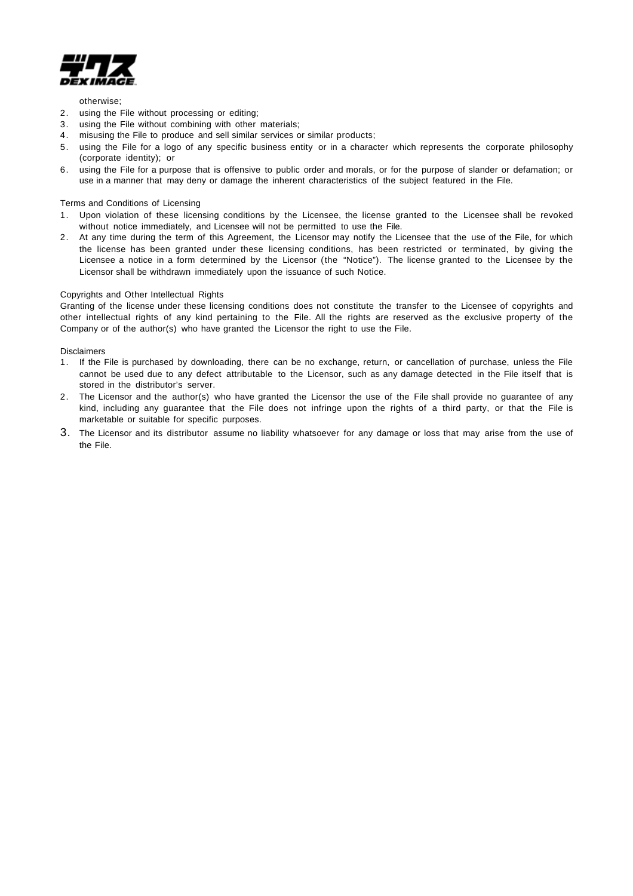otherwise;

2. using the File without processing or editing;
3. using the File without combining with other materials;
4. misusing the File to produce and sell similar services or similar products;
5. using the File for a logo of any specific business entity or in a character which represents the corporate philosophy (corporate identity); or
6. using the File for a purpose that is offensive to public order and morals, or for the purpose of slander or defamation; or use in a manner that may deny or damage the inherent characteristics of the subject featured in the File.

Terms and Conditions of Licensing

1. Upon violation of these licensing conditions by the Licensee, the license granted to the Licensee shall be revoked without notice immediately, and Licensee will not be permitted to use the File.
2. At any time during the term of this Agreement, the Licensor may notify the Licensee that the use of the File, for which the license has been granted under these licensing conditions, has been restricted or terminated, by giving the Licensee a notice in a form determined by the Licensor (the "Notice"). The license granted to the Licensee by the Licensor shall be withdrawn immediately upon the issuance of such Notice.

Copyrights and Other Intellectual Rights

Granting of the license under these licensing conditions does not constitute the transfer to the Licensee of copyrights and other intellectual rights of any kind pertaining to the File. All the rights are reserved as the exclusive property of the Company or of the author(s) who have granted the Licensor the right to use the File.

Disclaimers

1. If the File is purchased by downloading, there can be no exchange, return, or cancellation of purchase, unless the File cannot be used due to any defect attributable to the Licensor, such as any damage detected in the File itself that is stored in the distributor's server.
2. The Licensor and the author(s) who have granted the Licensor the use of the File shall provide no guarantee of any kind, including any guarantee that the File does not infringe upon the rights of a third party, or that the File is marketable or suitable for specific purposes.
3. The Licensor and its distributor assume no liability whatsoever for any damage or loss that may arise from the use of the File.